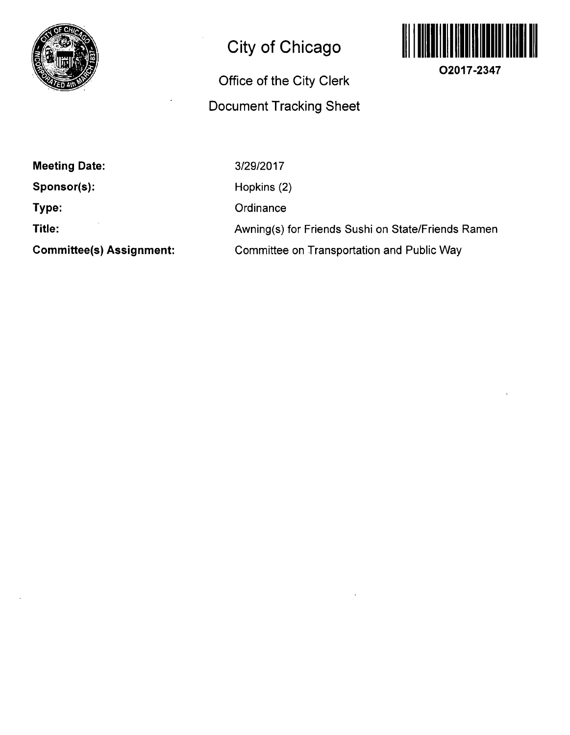# City of Chicago

## Office of the City Clerk

## Document Tracking Sheet

O2017-2347

| | |
|---|---|
| **Meeting Date:** | 3/29/2017 |
| **Sponsor(s):** | Hopkins (2) |
| **Type:** | Ordinance |
| **Title:** | Awning(s) for Friends Sushi on State/Friends Ramen |
| **Committee(s) Assignment:** | Committee on Transportation and Public Way |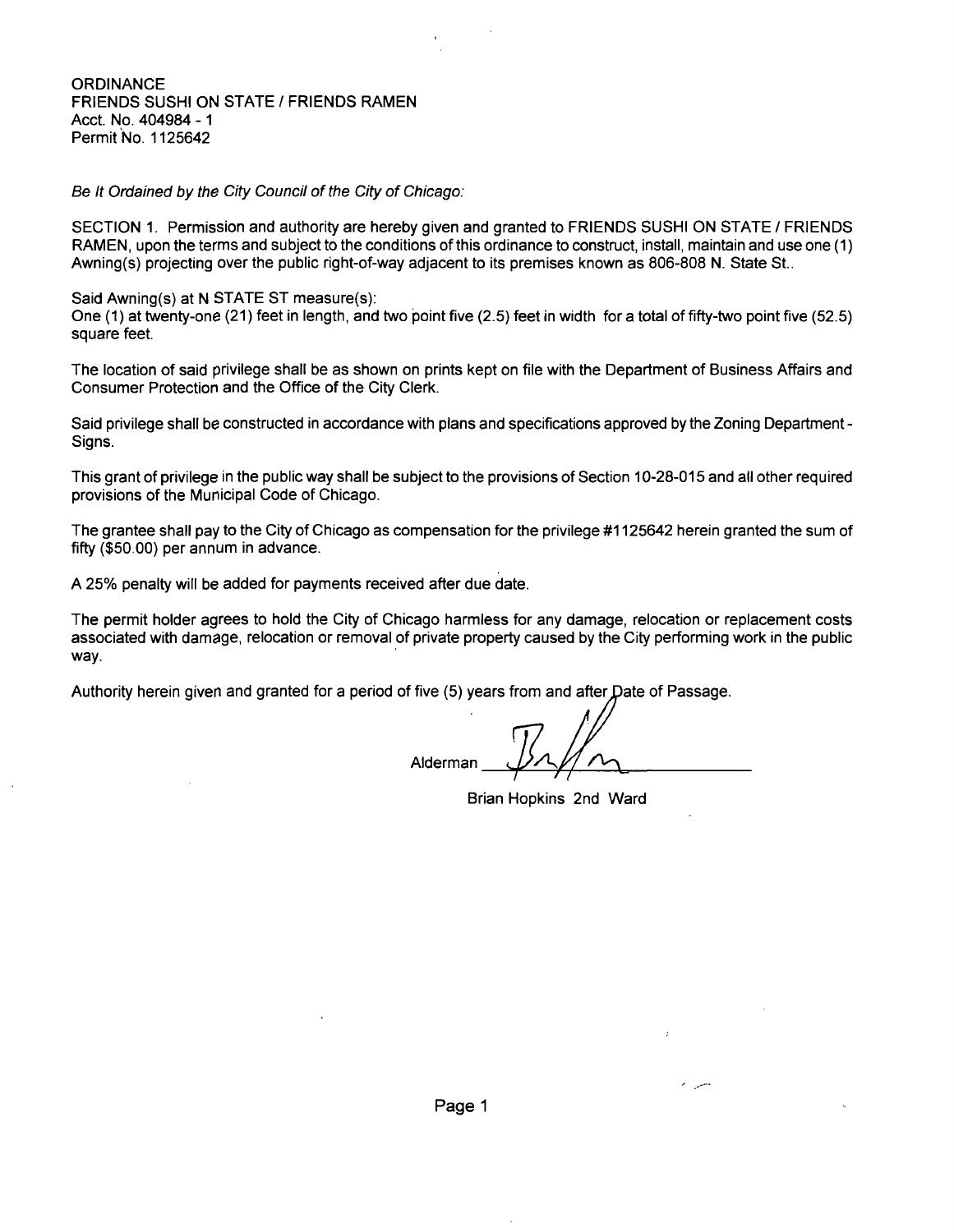ORDINANCE
FRIENDS SUSHI ON STATE / FRIENDS RAMEN
Acct. No. 404984 - 1
Permit No. 1125642

*Be It Ordained by the City Council of the City of Chicago:*

SECTION 1. Permission and authority are hereby given and granted to FRIENDS SUSHI ON STATE / FRIENDS RAMEN, upon the terms and subject to the conditions of this ordinance to construct, install, maintain and use one (1) Awning(s) projecting over the public right-of-way adjacent to its premises known as 806-808 N. State St..

Said Awning(s) at N STATE ST measure(s):
One (1) at twenty-one (21) feet in length, and two point five (2.5) feet in width for a total of fifty-two point five (52.5) square feet.

The location of said privilege shall be as shown on prints kept on file with the Department of Business Affairs and Consumer Protection and the Office of the City Clerk.

Said privilege shall be constructed in accordance with plans and specifications approved by the Zoning Department - Signs.

This grant of privilege in the public way shall be subject to the provisions of Section 10-28-015 and all other required provisions of the Municipal Code of Chicago.

The grantee shall pay to the City of Chicago as compensation for the privilege #1125642 herein granted the sum of fifty ($50.00) per annum in advance.

A 25% penalty will be added for payments received after due date.

The permit holder agrees to hold the City of Chicago harmless for any damage, relocation or replacement costs associated with damage, relocation or removal of private property caused by the City performing work in the public way.

Authority herein given and granted for a period of five (5) years from and after Date of Passage.

Alderman ____________________

Brian Hopkins 2nd Ward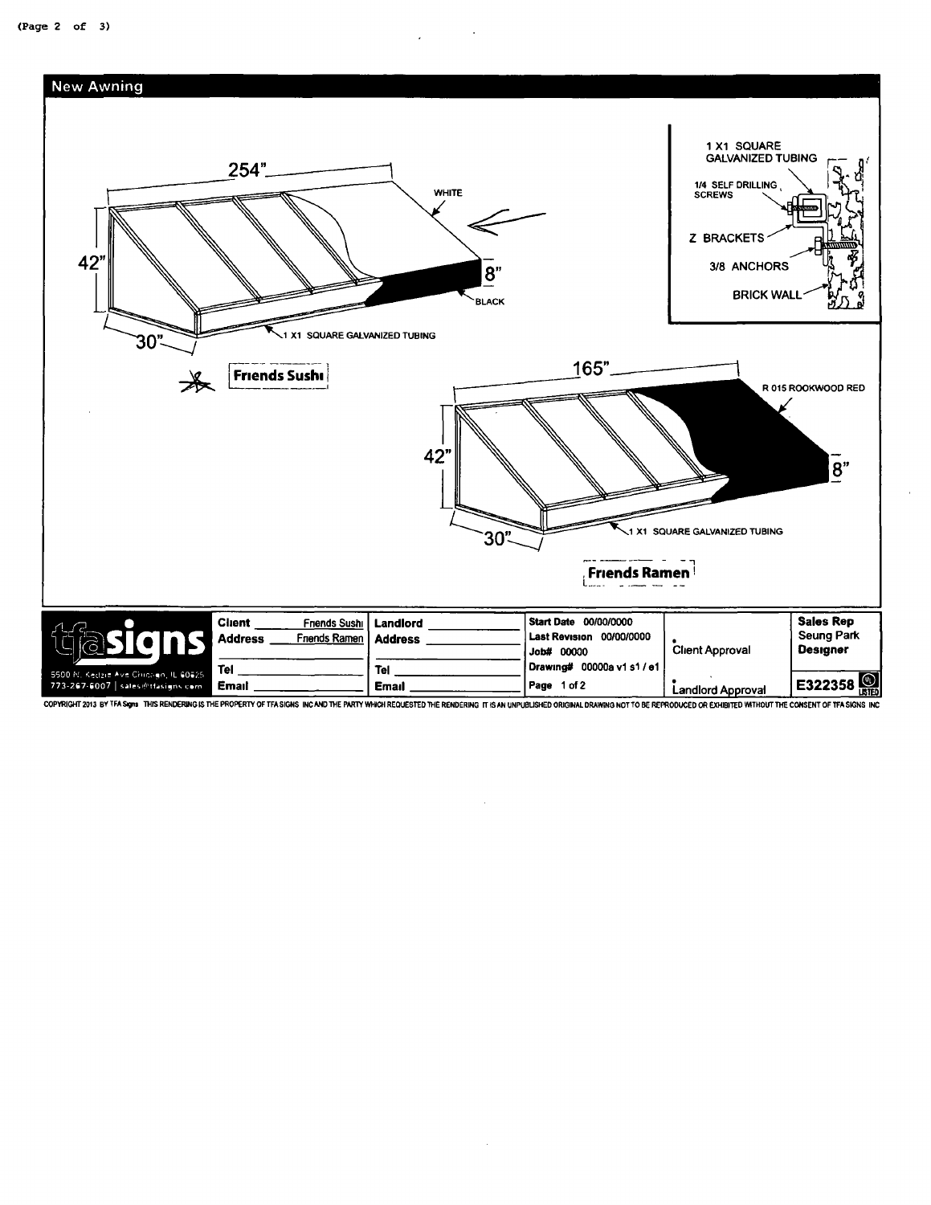## New Awning

254"

WHITE

42"

8"

BLACK

30"

1 X1 SQUARE GALVANIZED TUBING

Friends Sushi

1 X1 SQUARE GALVANIZED TUBING

1/4 SELF DRILLING SCREWS

Z BRACKETS

3/8 ANCHORS

BRICK WALL

165"

R 015 ROOKWOOD RED

42"

8"

30"

1 X1 SQUARE GALVANIZED TUBING

Friends Ramen

| tfasigns 5500 N. Kedzie Ave Chicago, IL 60625 773-267-6007 \| sales@tfasigns.com | **Client** Friends Sushi **Address** Friends Ramen **Tel** **Email** | **Landlord** **Address** **Tel** **Email** | **Start Date** 00/00/0000 **Last Revision** 00/00/0000 **Job#** 00000 **Drawing#** 00000a v1 s1 / e1 **Page** 1 of 2 | Client Approval Landlord Approval | **Sales Rep** Seung Park **Designer** E322358 |
|---|---|---|---|---|---|

COPYRIGHT 2013 BY TFA Signs THIS RENDERING IS THE PROPERTY OF TFA SIGNS INC AND THE PARTY WHICH REQUESTED THE RENDERING IT IS AN UNPUBLISHED ORIGINAL DRAWING NOT TO BE REPRODUCED OR EXHIBITED WITHOUT THE CONSENT OF TFA SIGNS INC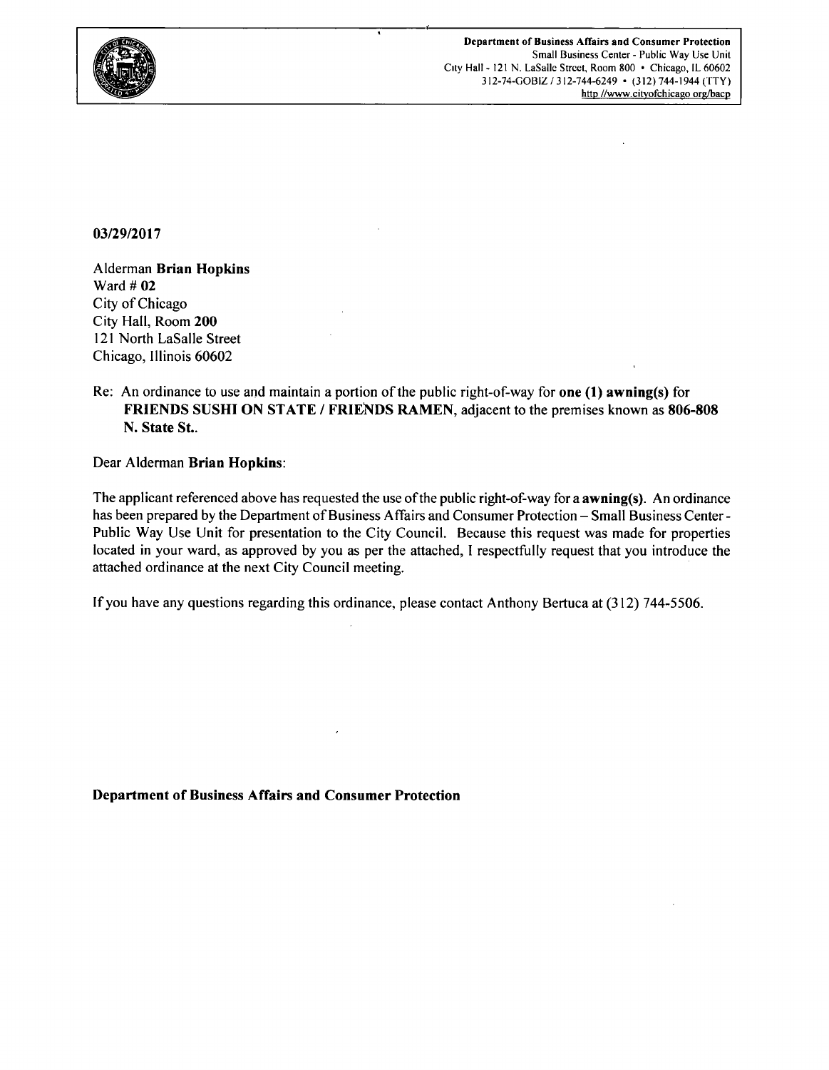**Department of Business Affairs and Consumer Protection**
Small Business Center - Public Way Use Unit
City Hall - 121 N. LaSalle Street, Room 800 • Chicago, IL 60602
312-74-GOBIZ / 312-744-6249 • (312) 744-1944 (TTY)
http //www.cityofchicago org/bacp

**03/29/2017**

Alderman **Brian Hopkins**
Ward # **02**
City of Chicago
City Hall, Room **200**
121 North LaSalle Street
Chicago, Illinois 60602

Re: An ordinance to use and maintain a portion of the public right-of-way for **one (1) awning(s)** for **FRIENDS SUSHI ON STATE / FRIENDS RAMEN**, adjacent to the premises known as **806-808 N. State St.**.

Dear Alderman **Brian Hopkins**:

The applicant referenced above has requested the use of the public right-of-way for a **awning(s)**. An ordinance has been prepared by the Department of Business Affairs and Consumer Protection – Small Business Center - Public Way Use Unit for presentation to the City Council. Because this request was made for properties located in your ward, as approved by you as per the attached, I respectfully request that you introduce the attached ordinance at the next City Council meeting.

If you have any questions regarding this ordinance, please contact Anthony Bertuca at (312) 744-5506.

**Department of Business Affairs and Consumer Protection**